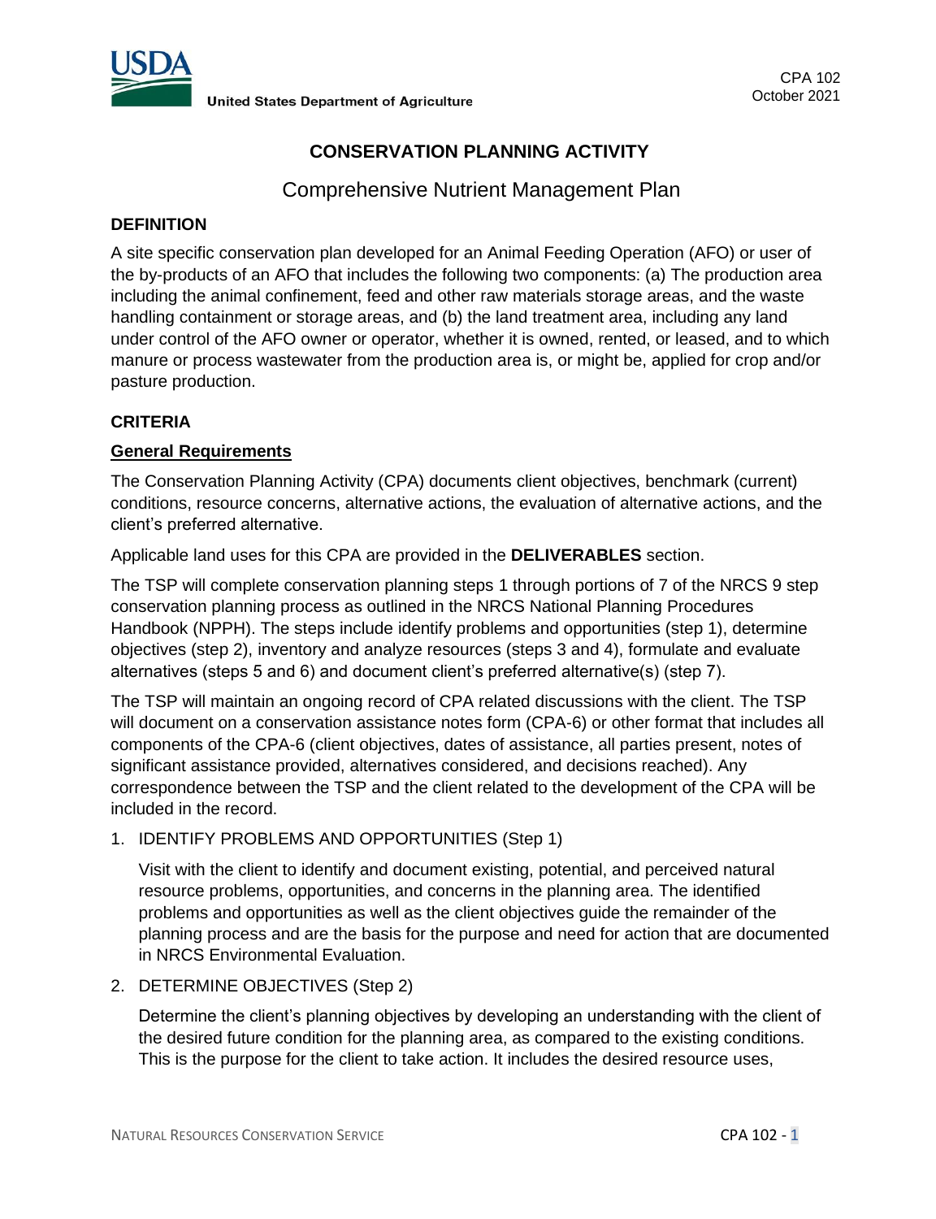CPA 102
October 2021

# CONSERVATION PLANNING ACTIVITY

## Comprehensive Nutrient Management Plan

### DEFINITION

A site specific conservation plan developed for an Animal Feeding Operation (AFO) or user of the by-products of an AFO that includes the following two components: (a) The production area including the animal confinement, feed and other raw materials storage areas, and the waste handling containment or storage areas, and (b) the land treatment area, including any land under control of the AFO owner or operator, whether it is owned, rented, or leased, and to which manure or process wastewater from the production area is, or might be, applied for crop and/or pasture production.

### CRITERIA

#### General Requirements

The Conservation Planning Activity (CPA) documents client objectives, benchmark (current) conditions, resource concerns, alternative actions, the evaluation of alternative actions, and the client's preferred alternative.

Applicable land uses for this CPA are provided in the **DELIVERABLES** section.

The TSP will complete conservation planning steps 1 through portions of 7 of the NRCS 9 step conservation planning process as outlined in the NRCS National Planning Procedures Handbook (NPPH). The steps include identify problems and opportunities (step 1), determine objectives (step 2), inventory and analyze resources (steps 3 and 4), formulate and evaluate alternatives (steps 5 and 6) and document client's preferred alternative(s) (step 7).

The TSP will maintain an ongoing record of CPA related discussions with the client. The TSP will document on a conservation assistance notes form (CPA-6) or other format that includes all components of the CPA-6 (client objectives, dates of assistance, all parties present, notes of significant assistance provided, alternatives considered, and decisions reached). Any correspondence between the TSP and the client related to the development of the CPA will be included in the record.

1. IDENTIFY PROBLEMS AND OPPORTUNITIES (Step 1)

   Visit with the client to identify and document existing, potential, and perceived natural resource problems, opportunities, and concerns in the planning area. The identified problems and opportunities as well as the client objectives guide the remainder of the planning process and are the basis for the purpose and need for action that are documented in NRCS Environmental Evaluation.

2. DETERMINE OBJECTIVES (Step 2)

   Determine the client's planning objectives by developing an understanding with the client of the desired future condition for the planning area, as compared to the existing conditions. This is the purpose for the client to take action. It includes the desired resource uses,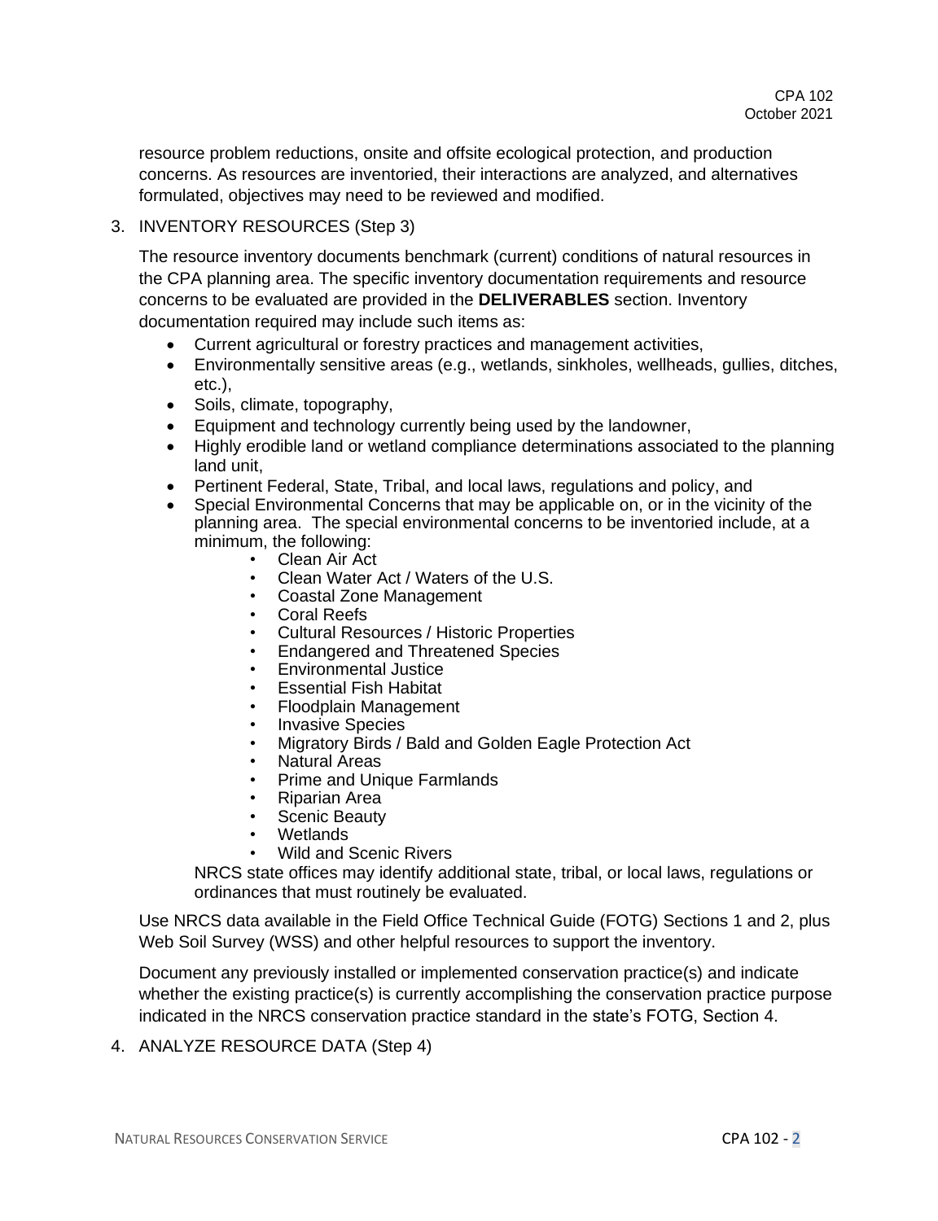resource problem reductions, onsite and offsite ecological protection, and production concerns. As resources are inventoried, their interactions are analyzed, and alternatives formulated, objectives may need to be reviewed and modified.

3. INVENTORY RESOURCES (Step 3)

   The resource inventory documents benchmark (current) conditions of natural resources in the CPA planning area. The specific inventory documentation requirements and resource concerns to be evaluated are provided in the **DELIVERABLES** section. Inventory documentation required may include such items as:

   - Current agricultural or forestry practices and management activities,
   - Environmentally sensitive areas (e.g., wetlands, sinkholes, wellheads, gullies, ditches, etc.),
   - Soils, climate, topography,
   - Equipment and technology currently being used by the landowner,
   - Highly erodible land or wetland compliance determinations associated to the planning land unit,
   - Pertinent Federal, State, Tribal, and local laws, regulations and policy, and
   - Special Environmental Concerns that may be applicable on, or in the vicinity of the planning area. The special environmental concerns to be inventoried include, at a minimum, the following:
     - Clean Air Act
     - Clean Water Act / Waters of the U.S.
     - Coastal Zone Management
     - Coral Reefs
     - Cultural Resources / Historic Properties
     - Endangered and Threatened Species
     - Environmental Justice
     - Essential Fish Habitat
     - Floodplain Management
     - Invasive Species
     - Migratory Birds / Bald and Golden Eagle Protection Act
     - Natural Areas
     - Prime and Unique Farmlands
     - Riparian Area
     - Scenic Beauty
     - Wetlands
     - Wild and Scenic Rivers

     NRCS state offices may identify additional state, tribal, or local laws, regulations or ordinances that must routinely be evaluated.

   Use NRCS data available in the Field Office Technical Guide (FOTG) Sections 1 and 2, plus Web Soil Survey (WSS) and other helpful resources to support the inventory.

   Document any previously installed or implemented conservation practice(s) and indicate whether the existing practice(s) is currently accomplishing the conservation practice purpose indicated in the NRCS conservation practice standard in the state's FOTG, Section 4.

4. ANALYZE RESOURCE DATA (Step 4)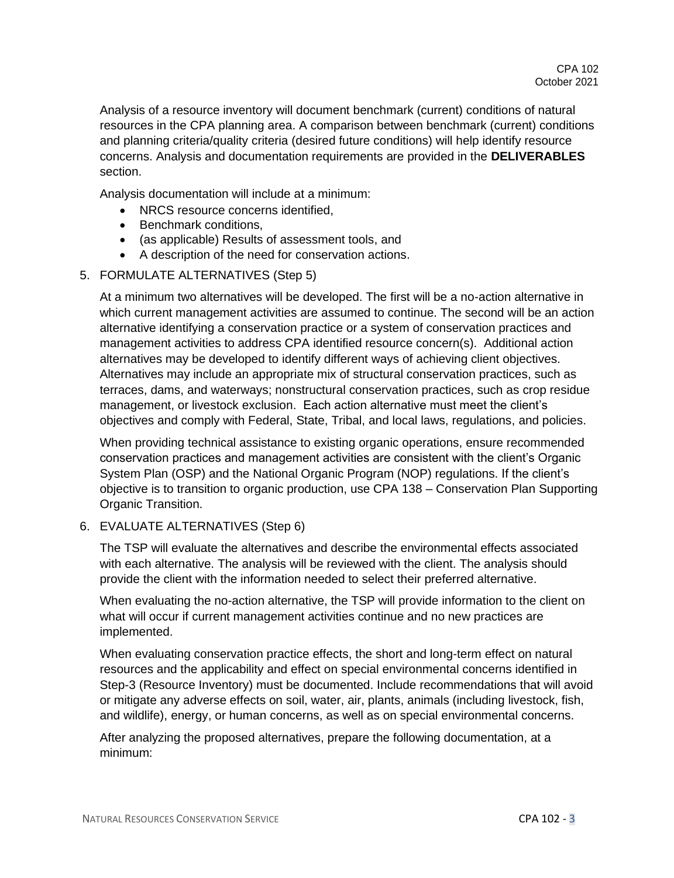Analysis of a resource inventory will document benchmark (current) conditions of natural resources in the CPA planning area. A comparison between benchmark (current) conditions and planning criteria/quality criteria (desired future conditions) will help identify resource concerns. Analysis and documentation requirements are provided in the **DELIVERABLES** section.

Analysis documentation will include at a minimum:

- NRCS resource concerns identified,
- Benchmark conditions,
- (as applicable) Results of assessment tools, and
- A description of the need for conservation actions.

5. FORMULATE ALTERNATIVES (Step 5)

At a minimum two alternatives will be developed. The first will be a no-action alternative in which current management activities are assumed to continue. The second will be an action alternative identifying a conservation practice or a system of conservation practices and management activities to address CPA identified resource concern(s). Additional action alternatives may be developed to identify different ways of achieving client objectives. Alternatives may include an appropriate mix of structural conservation practices, such as terraces, dams, and waterways; nonstructural conservation practices, such as crop residue management, or livestock exclusion. Each action alternative must meet the client's objectives and comply with Federal, State, Tribal, and local laws, regulations, and policies.

When providing technical assistance to existing organic operations, ensure recommended conservation practices and management activities are consistent with the client's Organic System Plan (OSP) and the National Organic Program (NOP) regulations. If the client's objective is to transition to organic production, use CPA 138 – Conservation Plan Supporting Organic Transition.

6. EVALUATE ALTERNATIVES (Step 6)

The TSP will evaluate the alternatives and describe the environmental effects associated with each alternative. The analysis will be reviewed with the client. The analysis should provide the client with the information needed to select their preferred alternative.

When evaluating the no-action alternative, the TSP will provide information to the client on what will occur if current management activities continue and no new practices are implemented.

When evaluating conservation practice effects, the short and long-term effect on natural resources and the applicability and effect on special environmental concerns identified in Step-3 (Resource Inventory) must be documented. Include recommendations that will avoid or mitigate any adverse effects on soil, water, air, plants, animals (including livestock, fish, and wildlife), energy, or human concerns, as well as on special environmental concerns.

After analyzing the proposed alternatives, prepare the following documentation, at a minimum: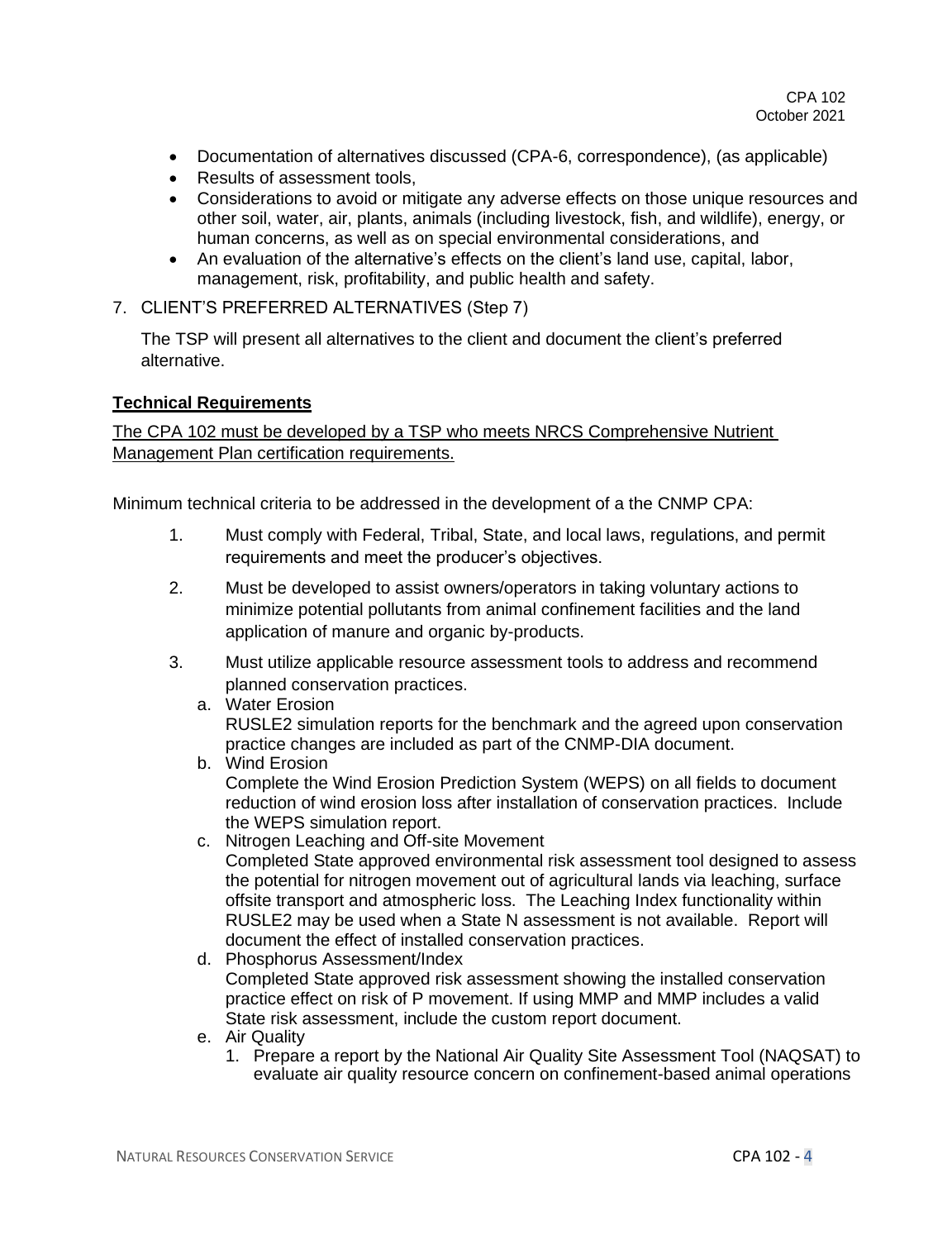- Documentation of alternatives discussed (CPA-6, correspondence), (as applicable)
- Results of assessment tools,
- Considerations to avoid or mitigate any adverse effects on those unique resources and other soil, water, air, plants, animals (including livestock, fish, and wildlife), energy, or human concerns, as well as on special environmental considerations, and
- An evaluation of the alternative's effects on the client's land use, capital, labor, management, risk, profitability, and public health and safety.

7. CLIENT'S PREFERRED ALTERNATIVES (Step 7)

   The TSP will present all alternatives to the client and document the client's preferred alternative.

**Technical Requirements**

The CPA 102 must be developed by a TSP who meets NRCS Comprehensive Nutrient Management Plan certification requirements.

Minimum technical criteria to be addressed in the development of a the CNMP CPA:

1. Must comply with Federal, Tribal, State, and local laws, regulations, and permit requirements and meet the producer's objectives.
2. Must be developed to assist owners/operators in taking voluntary actions to minimize potential pollutants from animal confinement facilities and the land application of manure and organic by-products.
3. Must utilize applicable resource assessment tools to address and recommend planned conservation practices.
   a. Water Erosion
      RUSLE2 simulation reports for the benchmark and the agreed upon conservation practice changes are included as part of the CNMP-DIA document.
   b. Wind Erosion
      Complete the Wind Erosion Prediction System (WEPS) on all fields to document reduction of wind erosion loss after installation of conservation practices. Include the WEPS simulation report.
   c. Nitrogen Leaching and Off-site Movement
      Completed State approved environmental risk assessment tool designed to assess the potential for nitrogen movement out of agricultural lands via leaching, surface offsite transport and atmospheric loss. The Leaching Index functionality within RUSLE2 may be used when a State N assessment is not available. Report will document the effect of installed conservation practices.
   d. Phosphorus Assessment/Index
      Completed State approved risk assessment showing the installed conservation practice effect on risk of P movement. If using MMP and MMP includes a valid State risk assessment, include the custom report document.
   e. Air Quality
      1. Prepare a report by the National Air Quality Site Assessment Tool (NAQSAT) to evaluate air quality resource concern on confinement-based animal operations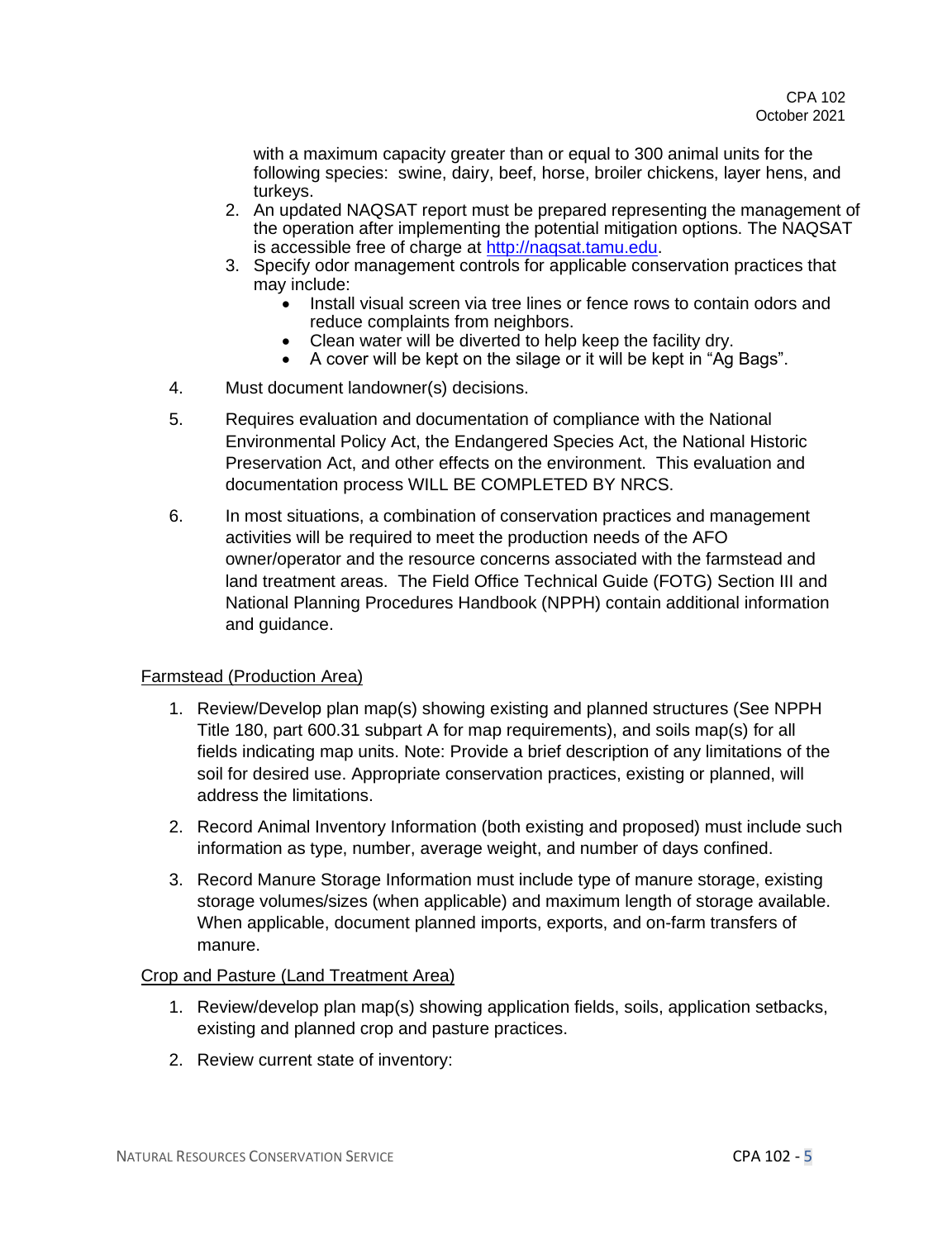with a maximum capacity greater than or equal to 300 animal units for the following species: swine, dairy, beef, horse, broiler chickens, layer hens, and turkeys.

2. An updated NAQSAT report must be prepared representing the management of the operation after implementing the potential mitigation options. The NAQSAT is accessible free of charge at [http://naqsat.tamu.edu](http://naqsat.tamu.edu).
3. Specify odor management controls for applicable conservation practices that may include:
   - Install visual screen via tree lines or fence rows to contain odors and reduce complaints from neighbors.
   - Clean water will be diverted to help keep the facility dry.
   - A cover will be kept on the silage or it will be kept in "Ag Bags".

4. Must document landowner(s) decisions.

5. Requires evaluation and documentation of compliance with the National Environmental Policy Act, the Endangered Species Act, the National Historic Preservation Act, and other effects on the environment. This evaluation and documentation process WILL BE COMPLETED BY NRCS.

6. In most situations, a combination of conservation practices and management activities will be required to meet the production needs of the AFO owner/operator and the resource concerns associated with the farmstead and land treatment areas. The Field Office Technical Guide (FOTG) Section III and National Planning Procedures Handbook (NPPH) contain additional information and guidance.

<u>Farmstead (Production Area)</u>

1. Review/Develop plan map(s) showing existing and planned structures (See NPPH Title 180, part 600.31 subpart A for map requirements), and soils map(s) for all fields indicating map units. Note: Provide a brief description of any limitations of the soil for desired use. Appropriate conservation practices, existing or planned, will address the limitations.

2. Record Animal Inventory Information (both existing and proposed) must include such information as type, number, average weight, and number of days confined.

3. Record Manure Storage Information must include type of manure storage, existing storage volumes/sizes (when applicable) and maximum length of storage available. When applicable, document planned imports, exports, and on-farm transfers of manure.

<u>Crop and Pasture (Land Treatment Area)</u>

1. Review/develop plan map(s) showing application fields, soils, application setbacks, existing and planned crop and pasture practices.

2. Review current state of inventory: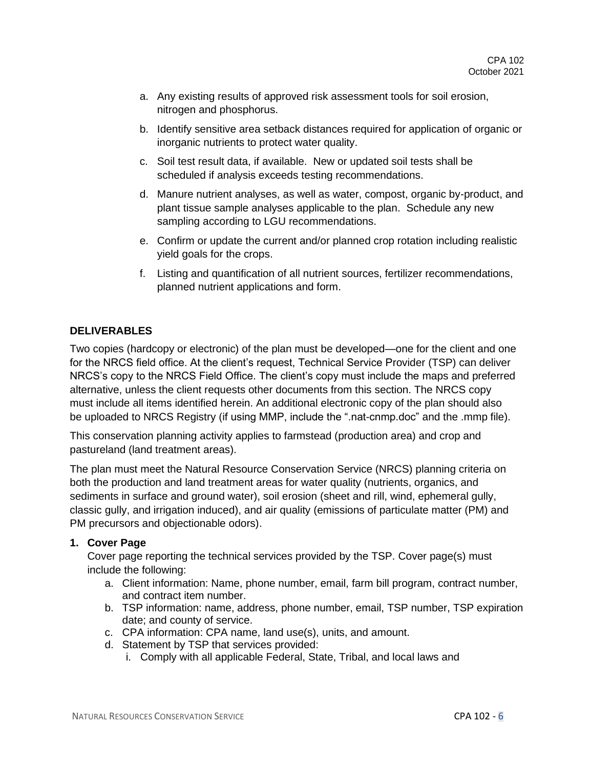a. Any existing results of approved risk assessment tools for soil erosion, nitrogen and phosphorus.

b. Identify sensitive area setback distances required for application of organic or inorganic nutrients to protect water quality.

c. Soil test result data, if available. New or updated soil tests shall be scheduled if analysis exceeds testing recommendations.

d. Manure nutrient analyses, as well as water, compost, organic by-product, and plant tissue sample analyses applicable to the plan. Schedule any new sampling according to LGU recommendations.

e. Confirm or update the current and/or planned crop rotation including realistic yield goals for the crops.

f. Listing and quantification of all nutrient sources, fertilizer recommendations, planned nutrient applications and form.

## DELIVERABLES

Two copies (hardcopy or electronic) of the plan must be developed—one for the client and one for the NRCS field office. At the client's request, Technical Service Provider (TSP) can deliver NRCS's copy to the NRCS Field Office. The client's copy must include the maps and preferred alternative, unless the client requests other documents from this section. The NRCS copy must include all items identified herein. An additional electronic copy of the plan should also be uploaded to NRCS Registry (if using MMP, include the ".nat-cnmp.doc" and the .mmp file).

This conservation planning activity applies to farmstead (production area) and crop and pastureland (land treatment areas).

The plan must meet the Natural Resource Conservation Service (NRCS) planning criteria on both the production and land treatment areas for water quality (nutrients, organics, and sediments in surface and ground water), soil erosion (sheet and rill, wind, ephemeral gully, classic gully, and irrigation induced), and air quality (emissions of particulate matter (PM) and PM precursors and objectionable odors).

**1. Cover Page**

Cover page reporting the technical services provided by the TSP. Cover page(s) must include the following:

a. Client information: Name, phone number, email, farm bill program, contract number, and contract item number.
b. TSP information: name, address, phone number, email, TSP number, TSP expiration date; and county of service.
c. CPA information: CPA name, land use(s), units, and amount.
d. Statement by TSP that services provided:
   i. Comply with all applicable Federal, State, Tribal, and local laws and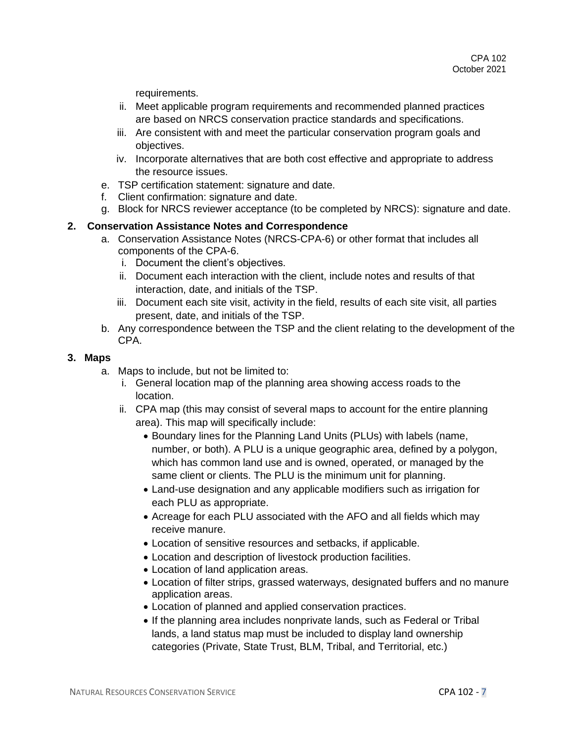requirements.

ii. Meet applicable program requirements and recommended planned practices are based on NRCS conservation practice standards and specifications.
iii. Are consistent with and meet the particular conservation program goals and objectives.
iv. Incorporate alternatives that are both cost effective and appropriate to address the resource issues.

e. TSP certification statement: signature and date.
f. Client confirmation: signature and date.
g. Block for NRCS reviewer acceptance (to be completed by NRCS): signature and date.

**2. Conservation Assistance Notes and Correspondence**

a. Conservation Assistance Notes (NRCS-CPA-6) or other format that includes all components of the CPA-6.
   i. Document the client's objectives.
   ii. Document each interaction with the client, include notes and results of that interaction, date, and initials of the TSP.
   iii. Document each site visit, activity in the field, results of each site visit, all parties present, date, and initials of the TSP.
b. Any correspondence between the TSP and the client relating to the development of the CPA.

**3. Maps**

a. Maps to include, but not be limited to:
   i. General location map of the planning area showing access roads to the location.
   ii. CPA map (this may consist of several maps to account for the entire planning area). This map will specifically include:
      - Boundary lines for the Planning Land Units (PLUs) with labels (name, number, or both). A PLU is a unique geographic area, defined by a polygon, which has common land use and is owned, operated, or managed by the same client or clients. The PLU is the minimum unit for planning.
      - Land-use designation and any applicable modifiers such as irrigation for each PLU as appropriate.
      - Acreage for each PLU associated with the AFO and all fields which may receive manure.
      - Location of sensitive resources and setbacks, if applicable.
      - Location and description of livestock production facilities.
      - Location of land application areas.
      - Location of filter strips, grassed waterways, designated buffers and no manure application areas.
      - Location of planned and applied conservation practices.
      - If the planning area includes nonprivate lands, such as Federal or Tribal lands, a land status map must be included to display land ownership categories (Private, State Trust, BLM, Tribal, and Territorial, etc.)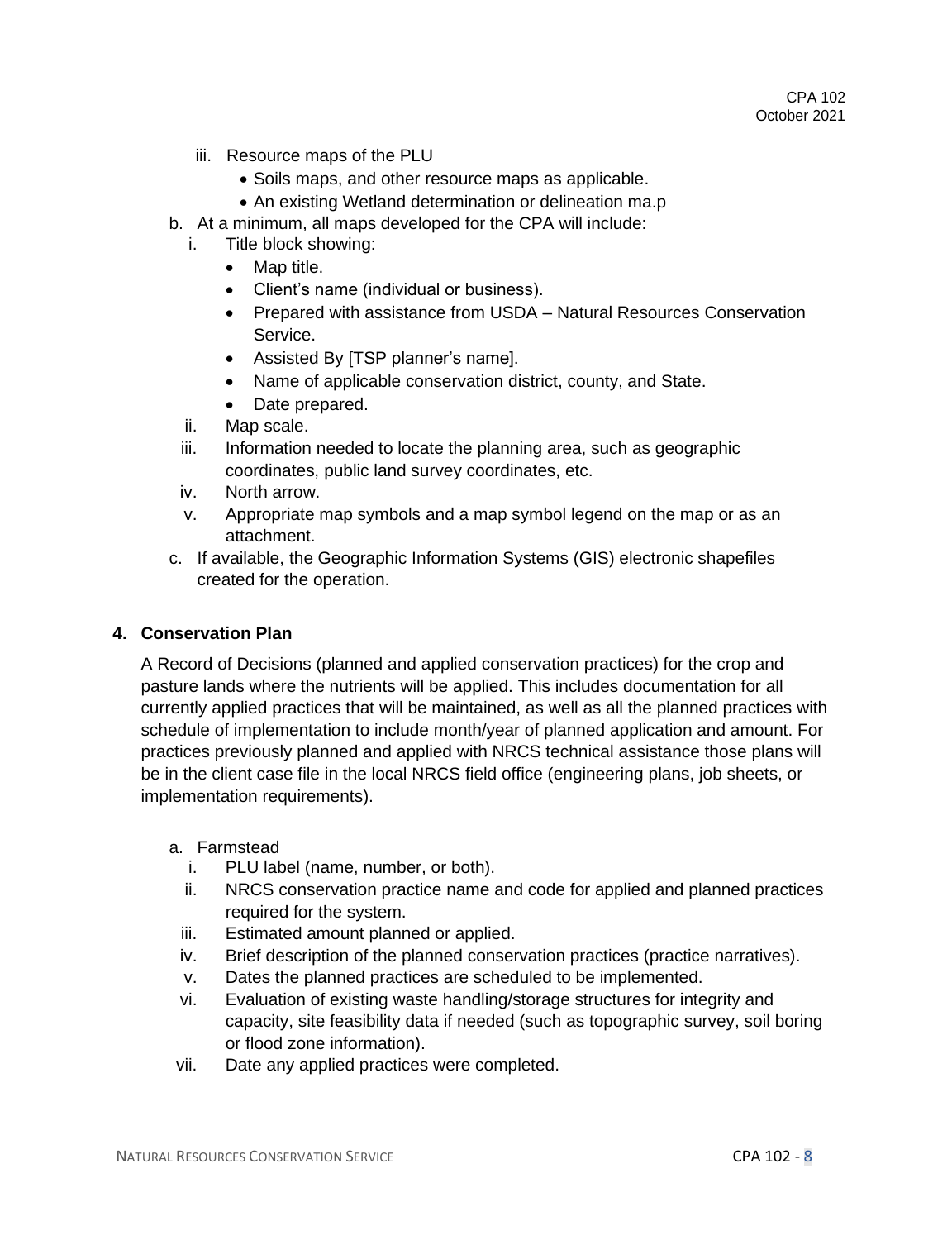iii. Resource maps of the PLU
   - Soils maps, and other resource maps as applicable.
   - An existing Wetland determination or delineation ma.p

b. At a minimum, all maps developed for the CPA will include:
   i. Title block showing:
      - Map title.
      - Client's name (individual or business).
      - Prepared with assistance from USDA – Natural Resources Conservation Service.
      - Assisted By [TSP planner's name].
      - Name of applicable conservation district, county, and State.
      - Date prepared.
   ii. Map scale.
   iii. Information needed to locate the planning area, such as geographic coordinates, public land survey coordinates, etc.
   iv. North arrow.
   v. Appropriate map symbols and a map symbol legend on the map or as an attachment.

c. If available, the Geographic Information Systems (GIS) electronic shapefiles created for the operation.

**4. Conservation Plan**

A Record of Decisions (planned and applied conservation practices) for the crop and pasture lands where the nutrients will be applied. This includes documentation for all currently applied practices that will be maintained, as well as all the planned practices with schedule of implementation to include month/year of planned application and amount. For practices previously planned and applied with NRCS technical assistance those plans will be in the client case file in the local NRCS field office (engineering plans, job sheets, or implementation requirements).

a. Farmstead
   i. PLU label (name, number, or both).
   ii. NRCS conservation practice name and code for applied and planned practices required for the system.
   iii. Estimated amount planned or applied.
   iv. Brief description of the planned conservation practices (practice narratives).
   v. Dates the planned practices are scheduled to be implemented.
   vi. Evaluation of existing waste handling/storage structures for integrity and capacity, site feasibility data if needed (such as topographic survey, soil boring or flood zone information).
   vii. Date any applied practices were completed.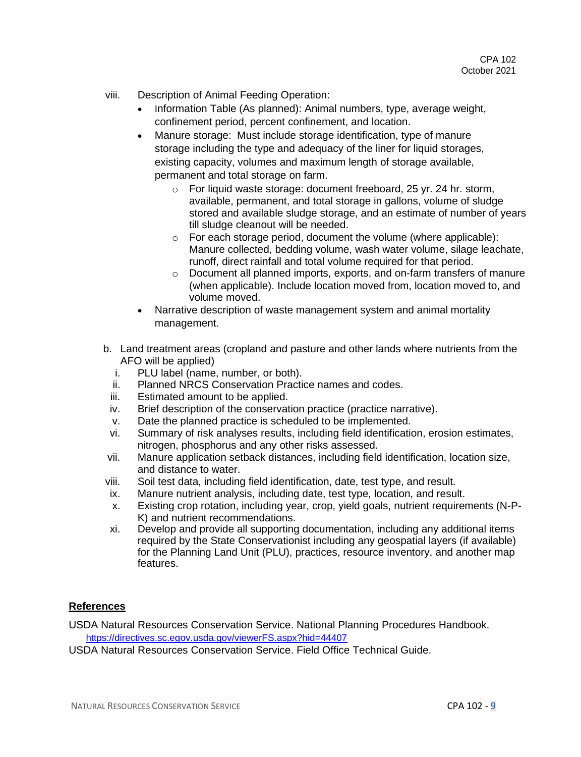viii. Description of Animal Feeding Operation:

- Information Table (As planned): Animal numbers, type, average weight, confinement period, percent confinement, and location.
- Manure storage: Must include storage identification, type of manure storage including the type and adequacy of the liner for liquid storages, existing capacity, volumes and maximum length of storage available, permanent and total storage on farm.
    - For liquid waste storage: document freeboard, 25 yr. 24 hr. storm, available, permanent, and total storage in gallons, volume of sludge stored and available sludge storage, and an estimate of number of years till sludge cleanout will be needed.
    - For each storage period, document the volume (where applicable): Manure collected, bedding volume, wash water volume, silage leachate, runoff, direct rainfall and total volume required for that period.
    - Document all planned imports, exports, and on-farm transfers of manure (when applicable). Include location moved from, location moved to, and volume moved.
- Narrative description of waste management system and animal mortality management.

b. Land treatment areas (cropland and pasture and other lands where nutrients from the AFO will be applied)

i. PLU label (name, number, or both).
ii. Planned NRCS Conservation Practice names and codes.
iii. Estimated amount to be applied.
iv. Brief description of the conservation practice (practice narrative).
v. Date the planned practice is scheduled to be implemented.
vi. Summary of risk analyses results, including field identification, erosion estimates, nitrogen, phosphorus and any other risks assessed.
vii. Manure application setback distances, including field identification, location size, and distance to water.
viii. Soil test data, including field identification, date, test type, and result.
ix. Manure nutrient analysis, including date, test type, location, and result.
x. Existing crop rotation, including year, crop, yield goals, nutrient requirements (N-P-K) and nutrient recommendations.
xi. Develop and provide all supporting documentation, including any additional items required by the State Conservationist including any geospatial layers (if available) for the Planning Land Unit (PLU), practices, resource inventory, and another map features.

## References

USDA Natural Resources Conservation Service. National Planning Procedures Handbook. https://directives.sc.egov.usda.gov/viewerFS.aspx?hid=44407

USDA Natural Resources Conservation Service. Field Office Technical Guide.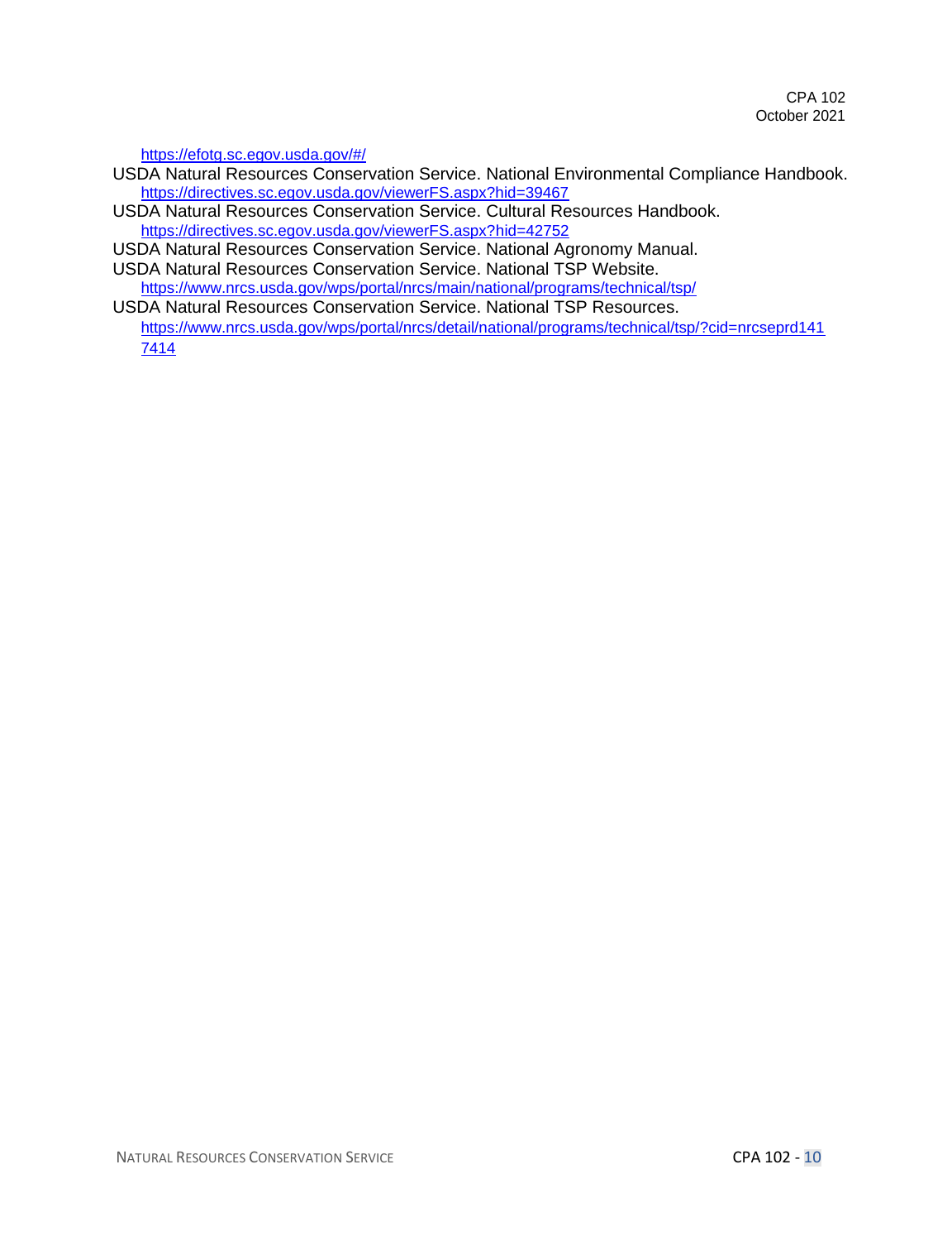https://efotg.sc.egov.usda.gov/#/

USDA Natural Resources Conservation Service. National Environmental Compliance Handbook. https://directives.sc.egov.usda.gov/viewerFS.aspx?hid=39467

USDA Natural Resources Conservation Service. Cultural Resources Handbook. https://directives.sc.egov.usda.gov/viewerFS.aspx?hid=42752

USDA Natural Resources Conservation Service. National Agronomy Manual.

USDA Natural Resources Conservation Service. National TSP Website. https://www.nrcs.usda.gov/wps/portal/nrcs/main/national/programs/technical/tsp/

USDA Natural Resources Conservation Service. National TSP Resources. https://www.nrcs.usda.gov/wps/portal/nrcs/detail/national/programs/technical/tsp/?cid=nrcseprd1417414